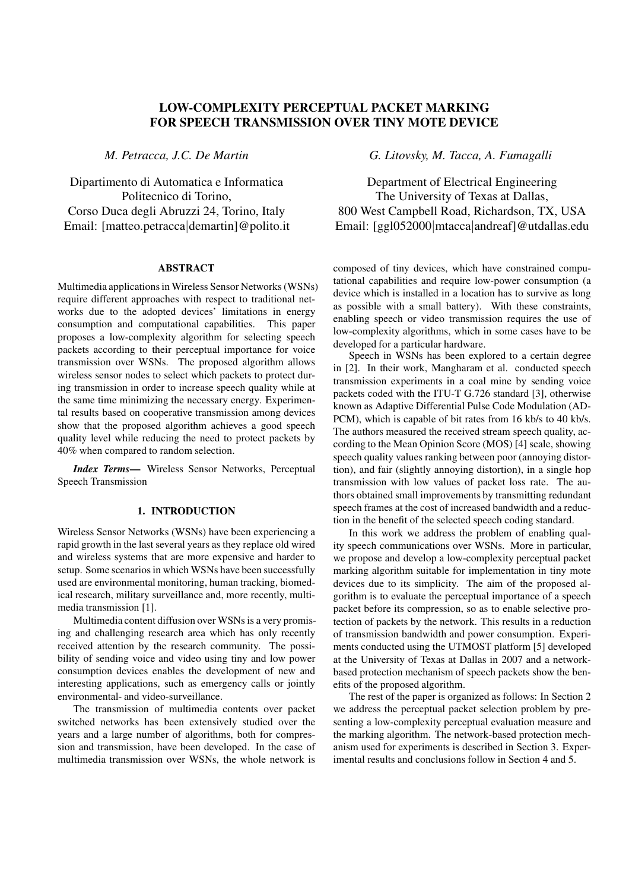# LOW-COMPLEXITY PERCEPTUAL PACKET MARKING FOR SPEECH TRANSMISSION OVER TINY MOTE DEVICE

*M. Petracca, J.C. De Martin*

Dipartimento di Automatica e Informatica
Politecnico di Torino,
Corso Duca degli Abruzzi 24, Torino, Italy
Email: [matteo.petracca|demartin]@polito.it

*G. Litovsky, M. Tacca, A. Fumagalli*

Department of Electrical Engineering
The University of Texas at Dallas,
800 West Campbell Road, Richardson, TX, USA
Email: [ggl052000|mtacca|andreaf]@utdallas.edu

## ABSTRACT

Multimedia applications in Wireless Sensor Networks (WSNs) require different approaches with respect to traditional networks due to the adopted devices' limitations in energy consumption and computational capabilities. This paper proposes a low-complexity algorithm for selecting speech packets according to their perceptual importance for voice transmission over WSNs. The proposed algorithm allows wireless sensor nodes to select which packets to protect during transmission in order to increase speech quality while at the same time minimizing the necessary energy. Experimental results based on cooperative transmission among devices show that the proposed algorithm achieves a good speech quality level while reducing the need to protect packets by 40% when compared to random selection.

***Index Terms*—** Wireless Sensor Networks, Perceptual Speech Transmission

## 1. INTRODUCTION

Wireless Sensor Networks (WSNs) have been experiencing a rapid growth in the last several years as they replace old wired and wireless systems that are more expensive and harder to setup. Some scenarios in which WSNs have been successfully used are environmental monitoring, human tracking, biomedical research, military surveillance and, more recently, multimedia transmission [1].

Multimedia content diffusion over WSNs is a very promising and challenging research area which has only recently received attention by the research community. The possibility of sending voice and video using tiny and low power consumption devices enables the development of new and interesting applications, such as emergency calls or jointly environmental- and video-surveillance.

The transmission of multimedia contents over packet switched networks has been extensively studied over the years and a large number of algorithms, both for compression and transmission, have been developed. In the case of multimedia transmission over WSNs, the whole network is composed of tiny devices, which have constrained computational capabilities and require low-power consumption (a device which is installed in a location has to survive as long as possible with a small battery). With these constraints, enabling speech or video transmission requires the use of low-complexity algorithms, which in some cases have to be developed for a particular hardware.

Speech in WSNs has been explored to a certain degree in [2]. In their work, Mangharam et al. conducted speech transmission experiments in a coal mine by sending voice packets coded with the ITU-T G.726 standard [3], otherwise known as Adaptive Differential Pulse Code Modulation (ADPCM), which is capable of bit rates from 16 kb/s to 40 kb/s. The authors measured the received stream speech quality, according to the Mean Opinion Score (MOS) [4] scale, showing speech quality values ranking between poor (annoying distortion), and fair (slightly annoying distortion), in a single hop transmission with low values of packet loss rate. The authors obtained small improvements by transmitting redundant speech frames at the cost of increased bandwidth and a reduction in the benefit of the selected speech coding standard.

In this work we address the problem of enabling quality speech communications over WSNs. More in particular, we propose and develop a low-complexity perceptual packet marking algorithm suitable for implementation in tiny mote devices due to its simplicity. The aim of the proposed algorithm is to evaluate the perceptual importance of a speech packet before its compression, so as to enable selective protection of packets by the network. This results in a reduction of transmission bandwidth and power consumption. Experiments conducted using the UTMOST platform [5] developed at the University of Texas at Dallas in 2007 and a network-based protection mechanism of speech packets show the benefits of the proposed algorithm.

The rest of the paper is organized as follows: In Section 2 we address the perceptual packet selection problem by presenting a low-complexity perceptual evaluation measure and the marking algorithm. The network-based protection mechanism used for experiments is described in Section 3. Experimental results and conclusions follow in Section 4 and 5.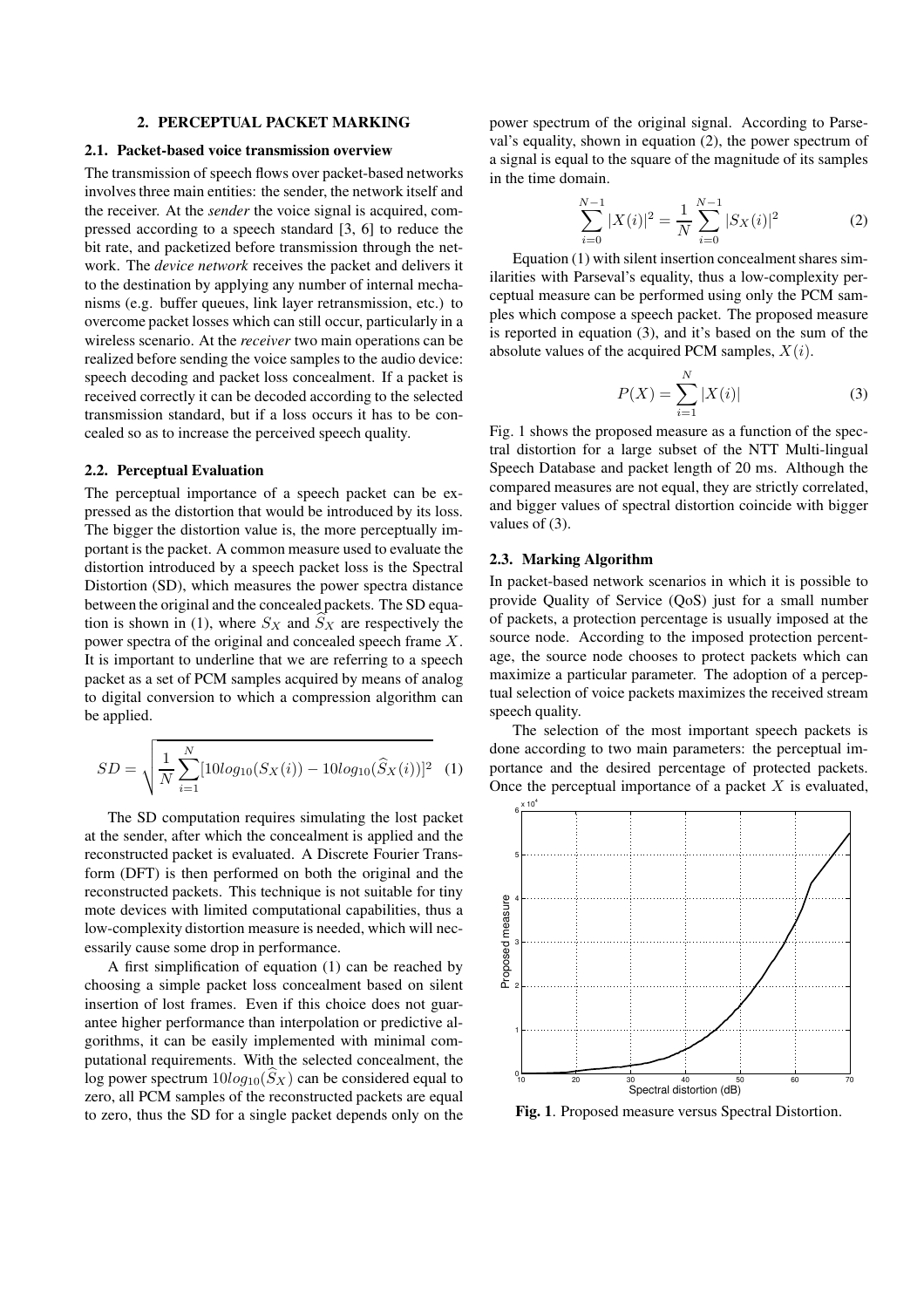## 2. PERCEPTUAL PACKET MARKING

### 2.1. Packet-based voice transmission overview

The transmission of speech flows over packet-based networks involves three main entities: the sender, the network itself and the receiver. At the *sender* the voice signal is acquired, compressed according to a speech standard [3, 6] to reduce the bit rate, and packetized before transmission through the network. The *device network* receives the packet and delivers it to the destination by applying any number of internal mechanisms (e.g. buffer queues, link layer retransmission, etc.) to overcome packet losses which can still occur, particularly in a wireless scenario. At the *receiver* two main operations can be realized before sending the voice samples to the audio device: speech decoding and packet loss concealment. If a packet is received correctly it can be decoded according to the selected transmission standard, but if a loss occurs it has to be concealed so as to increase the perceived speech quality.

### 2.2. Perceptual Evaluation

The perceptual importance of a speech packet can be expressed as the distortion that would be introduced by its loss. The bigger the distortion value is, the more perceptually important is the packet. A common measure used to evaluate the distortion introduced by a speech packet loss is the Spectral Distortion (SD), which measures the power spectra distance between the original and the concealed packets. The SD equation is shown in (1), where $S_X$ and $\widehat{S}_X$ are respectively the power spectra of the original and concealed speech frame $X$. It is important to underline that we are referring to a speech packet as a set of PCM samples acquired by means of analog to digital conversion to which a compression algorithm can be applied.

$$SD = \sqrt{\frac{1}{N}\sum_{i=1}^{N}[10log_{10}(S_X(i)) - 10log_{10}(\widehat{S}_X(i))]^2} \quad (1)$$

The SD computation requires simulating the lost packet at the sender, after which the concealment is applied and the reconstructed packet is evaluated. A Discrete Fourier Transform (DFT) is then performed on both the original and the reconstructed packets. This technique is not suitable for tiny mote devices with limited computational capabilities, thus a low-complexity distortion measure is needed, which will necessarily cause some drop in performance.

A first simplification of equation (1) can be reached by choosing a simple packet loss concealment based on silent insertion of lost frames. Even if this choice does not guarantee higher performance than interpolation or predictive algorithms, it can be easily implemented with minimal computational requirements. With the selected concealment, the log power spectrum $10log_{10}(\widehat{S}_X)$ can be considered equal to zero, all PCM samples of the reconstructed packets are equal to zero, thus the SD for a single packet depends only on the power spectrum of the original signal. According to Parseval's equality, shown in equation (2), the power spectrum of a signal is equal to the square of the magnitude of its samples in the time domain.

$$\sum_{i=0}^{N-1}|X(i)|^2 = \frac{1}{N}\sum_{i=0}^{N-1}|S_X(i)|^2 \quad (2)$$

Equation (1) with silent insertion concealment shares similarities with Parseval's equality, thus a low-complexity perceptual measure can be performed using only the PCM samples which compose a speech packet. The proposed measure is reported in equation (3), and it's based on the sum of the absolute values of the acquired PCM samples, $X(i)$.

$$P(X) = \sum_{i=1}^{N}|X(i)| \quad (3)$$

Fig. 1 shows the proposed measure as a function of the spectral distortion for a large subset of the NTT Multi-lingual Speech Database and packet length of 20 ms. Although the compared measures are not equal, they are strictly correlated, and bigger values of spectral distortion coincide with bigger values of (3).

### 2.3. Marking Algorithm

In packet-based network scenarios in which it is possible to provide Quality of Service (QoS) just for a small number of packets, a protection percentage is usually imposed at the source node. According to the imposed protection percentage, the source node chooses to protect packets which can maximize a particular parameter. The adoption of a perceptual selection of voice packets maximizes the received stream speech quality.

The selection of the most important speech packets is done according to two main parameters: the perceptual importance and the desired percentage of protected packets. Once the perceptual importance of a packet $X$ is evaluated,

**Fig. 1**. Proposed measure versus Spectral Distortion.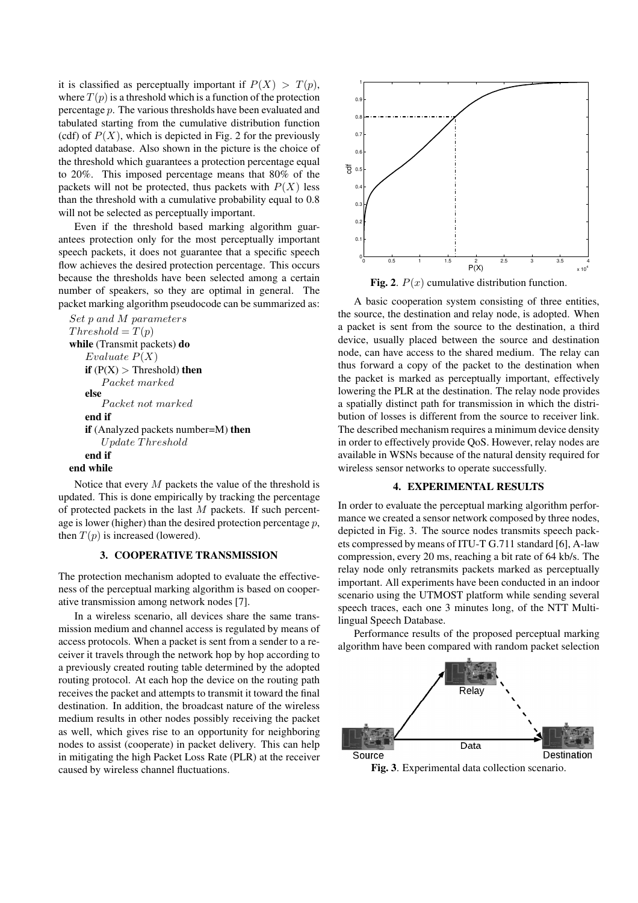it is classified as perceptually important if $P(X) > T(p)$, where $T(p)$ is a threshold which is a function of the protection percentage $p$. The various thresholds have been evaluated and tabulated starting from the cumulative distribution function (cdf) of $P(X)$, which is depicted in Fig. 2 for the previously adopted database. Also shown in the picture is the choice of the threshold which guarantees a protection percentage equal to 20%. This imposed percentage means that 80% of the packets will not be protected, thus packets with $P(X)$ less than the threshold with a cumulative probability equal to 0.8 will not be selected as perceptually important.

Even if the threshold based marking algorithm guarantees protection only for the most perceptually important speech packets, it does not guarantee that a specific speech flow achieves the desired protection percentage. This occurs because the thresholds have been selected among a certain number of speakers, so they are optimal in general. The packet marking algorithm pseudocode can be summarized as:

```
Set p and M parameters
Threshold = T(p)
while (Transmit packets) do
    Evaluate P(X)
    if (P(X) > Threshold) then
        Packet marked
    else
        Packet not marked
    end if
    if (Analyzed packets number=M) then
        Update Threshold
    end if
end while
```

Notice that every $M$ packets the value of the threshold is updated. This is done empirically by tracking the percentage of protected packets in the last $M$ packets. If such percentage is lower (higher) than the desired protection percentage $p$, then $T(p)$ is increased (lowered).

## 3. COOPERATIVE TRANSMISSION

The protection mechanism adopted to evaluate the effectiveness of the perceptual marking algorithm is based on cooperative transmission among network nodes [7].

In a wireless scenario, all devices share the same transmission medium and channel access is regulated by means of access protocols. When a packet is sent from a sender to a receiver it travels through the network hop by hop according to a previously created routing table determined by the adopted routing protocol. At each hop the device on the routing path receives the packet and attempts to transmit it toward the final destination. In addition, the broadcast nature of the wireless medium results in other nodes possibly receiving the packet as well, which gives rise to an opportunity for neighboring nodes to assist (cooperate) in packet delivery. This can help in mitigating the high Packet Loss Rate (PLR) at the receiver caused by wireless channel fluctuations.

1
0.9
0.8
0.7
0.6
cdf
0.5
0.4
0.3
0.2
0.1
0
0 0.5 1 1.5 2 2.5 3 3.5 4
P(X)
x 10^4

**Fig. 2**. $P(x)$ cumulative distribution function.

A basic cooperation system consisting of three entities, the source, the destination and relay node, is adopted. When a packet is sent from the source to the destination, a third device, usually placed between the source and destination node, can have access to the shared medium. The relay can thus forward a copy of the packet to the destination when the packet is marked as perceptually important, effectively lowering the PLR at the destination. The relay node provides a spatially distinct path for transmission in which the distribution of losses is different from the source to receiver link. The described mechanism requires a minimum device density in order to effectively provide QoS. However, relay nodes are available in WSNs because of the natural density required for wireless sensor networks to operate successfully.

## 4. EXPERIMENTAL RESULTS

In order to evaluate the perceptual marking algorithm performance we created a sensor network composed by three nodes, depicted in Fig. 3. The source nodes transmits speech packets compressed by means of ITU-T G.711 standard [6], A-law compression, every 20 ms, reaching a bit rate of 64 kb/s. The relay node only retransmits packets marked as perceptually important. All experiments have been conducted in an indoor scenario using the UTMOST platform while sending several speech traces, each one 3 minutes long, of the NTT Multilingual Speech Database.

Performance results of the proposed perceptual marking algorithm have been compared with random packet selection

Relay
Data
Source
Destination

**Fig. 3**. Experimental data collection scenario.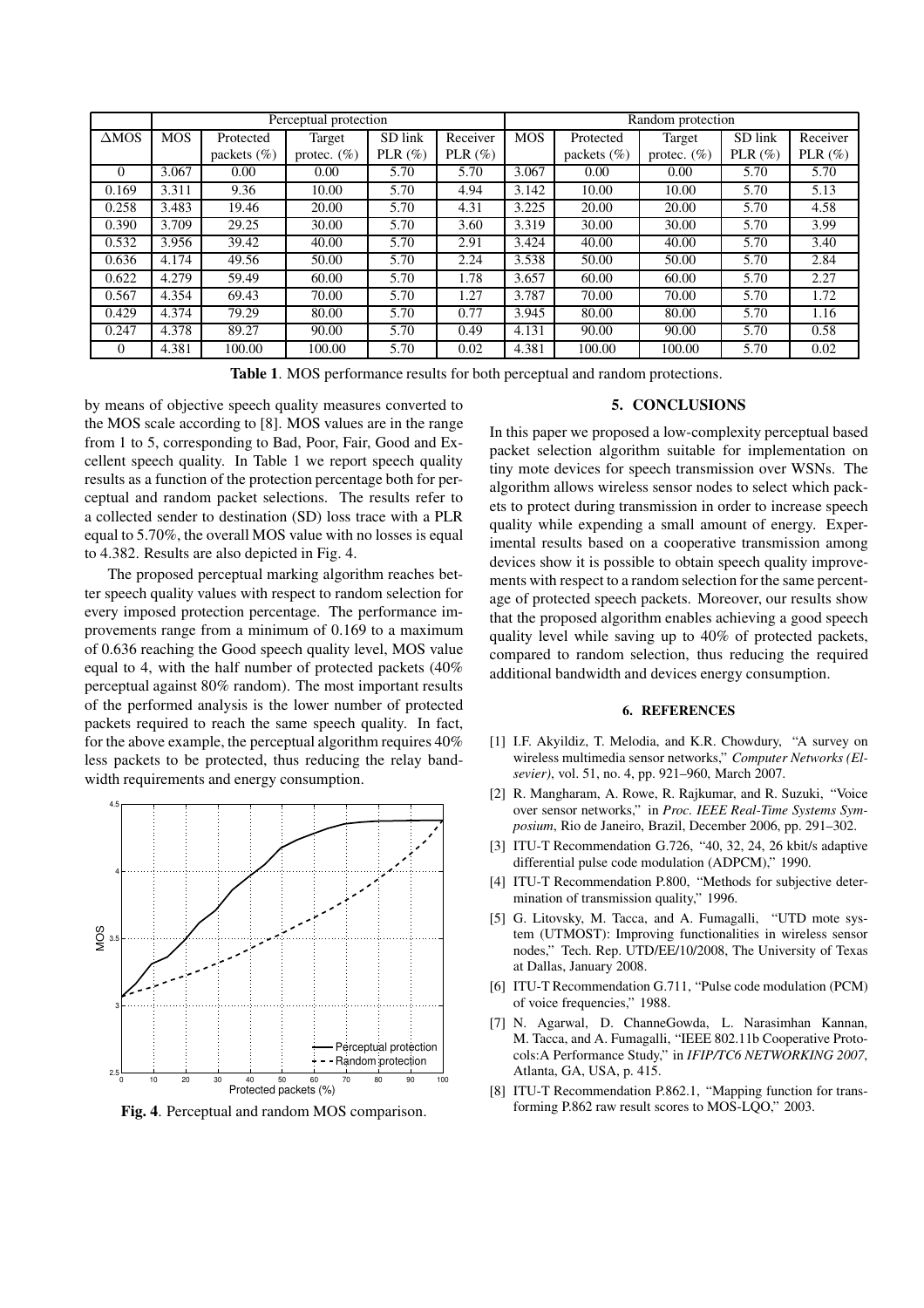| | Perceptual protection | | | | | Random protection | | | | |
|---|---|---|---|---|---|---|---|---|---|---|
| ΔMOS | MOS | Protected packets (%) | Target protec. (%) | SD link PLR (%) | Receiver PLR (%) | MOS | Protected packets (%) | Target protec. (%) | SD link PLR (%) | Receiver PLR (%) |
| 0 | 3.067 | 0.00 | 0.00 | 5.70 | 5.70 | 3.067 | 0.00 | 0.00 | 5.70 | 5.70 |
| 0.169 | 3.311 | 9.36 | 10.00 | 5.70 | 4.94 | 3.142 | 10.00 | 10.00 | 5.70 | 5.13 |
| 0.258 | 3.483 | 19.46 | 20.00 | 5.70 | 4.31 | 3.225 | 20.00 | 20.00 | 5.70 | 4.58 |
| 0.390 | 3.709 | 29.25 | 30.00 | 5.70 | 3.60 | 3.319 | 30.00 | 30.00 | 5.70 | 3.99 |
| 0.532 | 3.956 | 39.42 | 40.00 | 5.70 | 2.91 | 3.424 | 40.00 | 40.00 | 5.70 | 3.40 |
| 0.636 | 4.174 | 49.56 | 50.00 | 5.70 | 2.24 | 3.538 | 50.00 | 50.00 | 5.70 | 2.84 |
| 0.622 | 4.279 | 59.49 | 60.00 | 5.70 | 1.78 | 3.657 | 60.00 | 60.00 | 5.70 | 2.27 |
| 0.567 | 4.354 | 69.43 | 70.00 | 5.70 | 1.27 | 3.787 | 70.00 | 70.00 | 5.70 | 1.72 |
| 0.429 | 4.374 | 79.29 | 80.00 | 5.70 | 0.77 | 3.945 | 80.00 | 80.00 | 5.70 | 1.16 |
| 0.247 | 4.378 | 89.27 | 90.00 | 5.70 | 0.49 | 4.131 | 90.00 | 90.00 | 5.70 | 0.58 |
| 0 | 4.381 | 100.00 | 100.00 | 5.70 | 0.02 | 4.381 | 100.00 | 100.00 | 5.70 | 0.02 |

**Table 1**. MOS performance results for both perceptual and random protections.

by means of objective speech quality measures converted to the MOS scale according to [8]. MOS values are in the range from 1 to 5, corresponding to Bad, Poor, Fair, Good and Excellent speech quality. In Table 1 we report speech quality results as a function of the protection percentage both for perceptual and random packet selections. The results refer to a collected sender to destination (SD) loss trace with a PLR equal to 5.70%, the overall MOS value with no losses is equal to 4.382. Results are also depicted in Fig. 4.

The proposed perceptual marking algorithm reaches better speech quality values with respect to random selection for every imposed protection percentage. The performance improvements range from a minimum of 0.169 to a maximum of 0.636 reaching the Good speech quality level, MOS value equal to 4, with the half number of protected packets (40% perceptual against 80% random). The most important results of the performed analysis is the lower number of protected packets required to reach the same speech quality. In fact, for the above example, the perceptual algorithm requires 40% less packets to be protected, thus reducing the relay bandwidth requirements and energy consumption.

MOS
Protected packets (%)
Perceptual protection
Random protection
4.5
4
3.5
3
2.5
0 10 20 30 40 50 60 70 80 90 100

**Fig. 4**. Perceptual and random MOS comparison.

## 5. CONCLUSIONS

In this paper we proposed a low-complexity perceptual based packet selection algorithm suitable for implementation on tiny mote devices for speech transmission over WSNs. The algorithm allows wireless sensor nodes to select which packets to protect during transmission in order to increase speech quality while expending a small amount of energy. Experimental results based on a cooperative transmission among devices show it is possible to obtain speech quality improvements with respect to a random selection for the same percentage of protected speech packets. Moreover, our results show that the proposed algorithm enables achieving a good speech quality level while saving up to 40% of protected packets, compared to random selection, thus reducing the required additional bandwidth and devices energy consumption.

## 6. REFERENCES

[1] I.F. Akyildiz, T. Melodia, and K.R. Chowdury, "A survey on wireless multimedia sensor networks," *Computer Networks (Elsevier)*, vol. 51, no. 4, pp. 921–960, March 2007.

[2] R. Mangharam, A. Rowe, R. Rajkumar, and R. Suzuki, "Voice over sensor networks," in *Proc. IEEE Real-Time Systems Symposium*, Rio de Janeiro, Brazil, December 2006, pp. 291–302.

[3] ITU-T Recommendation G.726, "40, 32, 24, 26 kbit/s adaptive differential pulse code modulation (ADPCM)," 1990.

[4] ITU-T Recommendation P.800, "Methods for subjective determination of transmission quality," 1996.

[5] G. Litovsky, M. Tacca, and A. Fumagalli, "UTD mote system (UTMOST): Improving functionalities in wireless sensor nodes," Tech. Rep. UTD/EE/10/2008, The University of Texas at Dallas, January 2008.

[6] ITU-T Recommendation G.711, "Pulse code modulation (PCM) of voice frequencies," 1988.

[7] N. Agarwal, D. ChanneGowda, L. Narasimhan Kannan, M. Tacca, and A. Fumagalli, "IEEE 802.11b Cooperative Protocols:A Performance Study," in *IFIP/TC6 NETWORKING 2007*, Atlanta, GA, USA, p. 415.

[8] ITU-T Recommendation P.862.1, "Mapping function for transforming P.862 raw result scores to MOS-LQO," 2003.